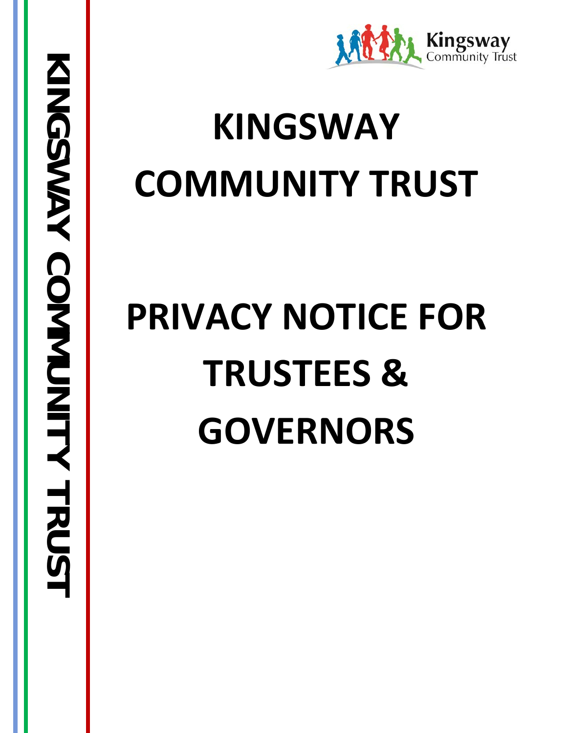# KINGSWAY COMMUNITY TRUST

# PRIVACY NOTICE FOR TRUSTEES & GOVERNORS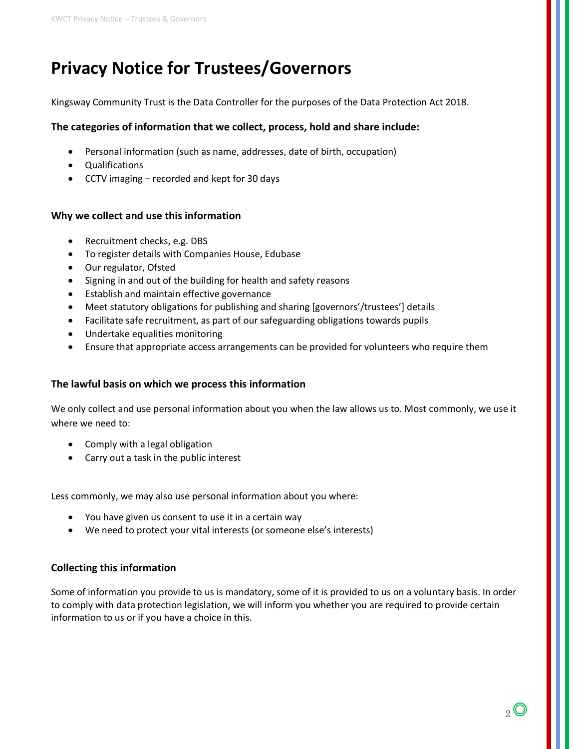# Privacy Notice for Trustees/Governors

Kingsway Community Trust is the Data Controller for the purposes of the Data Protection Act 2018.

### The categories of information that we collect, process, hold and share include:

- Personal information (such as name, addresses, date of birth, occupation)
- Qualifications
- CCTV imaging – recorded and kept for 30 days

### Why we collect and use this information

- Recruitment checks, e.g. DBS
- To register details with Companies House, Edubase
- Our regulator, Ofsted
- Signing in and out of the building for health and safety reasons
- Establish and maintain effective governance
- Meet statutory obligations for publishing and sharing [governors'/trustees'] details
- Facilitate safe recruitment, as part of our safeguarding obligations towards pupils
- Undertake equalities monitoring
- Ensure that appropriate access arrangements can be provided for volunteers who require them

### The lawful basis on which we process this information

We only collect and use personal information about you when the law allows us to. Most commonly, we use it where we need to:

- Comply with a legal obligation
- Carry out a task in the public interest

Less commonly, we may also use personal information about you where:

- You have given us consent to use it in a certain way
- We need to protect your vital interests (or someone else's interests)

### Collecting this information

Some of information you provide to us is mandatory, some of it is provided to us on a voluntary basis. In order to comply with data protection legislation, we will inform you whether you are required to provide certain information to us or if you have a choice in this.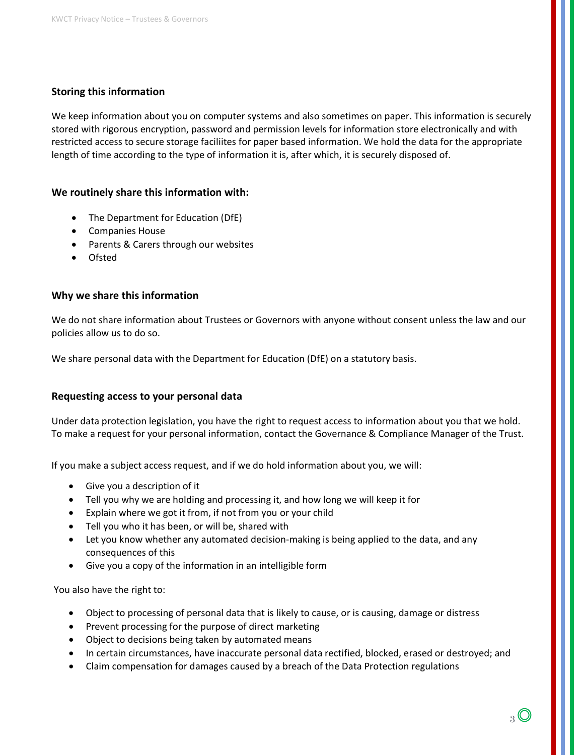## Storing this information

We keep information about you on computer systems and also sometimes on paper. This information is securely stored with rigorous encryption, password and permission levels for information store electronically and with restricted access to secure storage faciliites for paper based information. We hold the data for the appropriate length of time according to the type of information it is, after which, it is securely disposed of.

## We routinely share this information with:

- The Department for Education (DfE)
- Companies House
- Parents & Carers through our websites
- Ofsted

## Why we share this information

We do not share information about Trustees or Governors with anyone without consent unless the law and our policies allow us to do so.

We share personal data with the Department for Education (DfE) on a statutory basis.

## Requesting access to your personal data

Under data protection legislation, you have the right to request access to information about you that we hold. To make a request for your personal information, contact the Governance & Compliance Manager of the Trust.

If you make a subject access request, and if we do hold information about you, we will:

- Give you a description of it
- Tell you why we are holding and processing it, and how long we will keep it for
- Explain where we got it from, if not from you or your child
- Tell you who it has been, or will be, shared with
- Let you know whether any automated decision-making is being applied to the data, and any consequences of this
- Give you a copy of the information in an intelligible form

You also have the right to:

- Object to processing of personal data that is likely to cause, or is causing, damage or distress
- Prevent processing for the purpose of direct marketing
- Object to decisions being taken by automated means
- In certain circumstances, have inaccurate personal data rectified, blocked, erased or destroyed; and
- Claim compensation for damages caused by a breach of the Data Protection regulations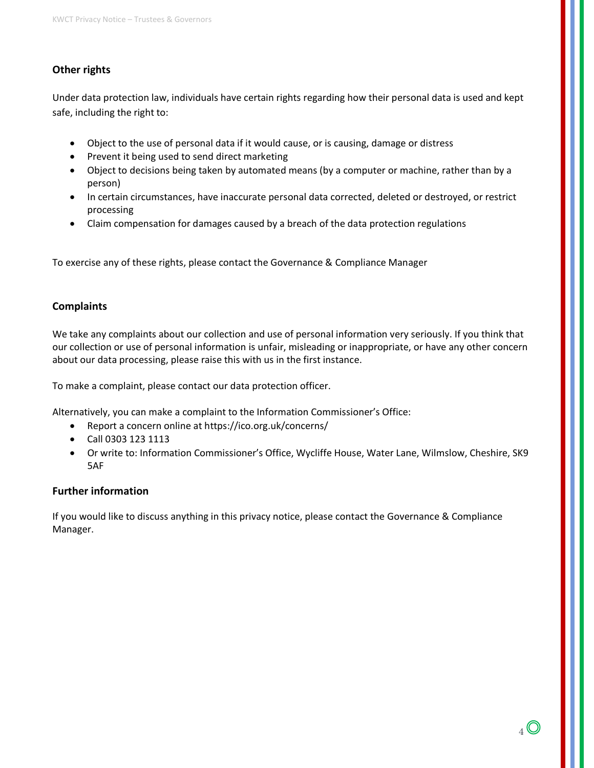## Other rights

Under data protection law, individuals have certain rights regarding how their personal data is used and kept safe, including the right to:

- Object to the use of personal data if it would cause, or is causing, damage or distress
- Prevent it being used to send direct marketing
- Object to decisions being taken by automated means (by a computer or machine, rather than by a person)
- In certain circumstances, have inaccurate personal data corrected, deleted or destroyed, or restrict processing
- Claim compensation for damages caused by a breach of the data protection regulations

To exercise any of these rights, please contact the Governance & Compliance Manager

## Complaints

We take any complaints about our collection and use of personal information very seriously. If you think that our collection or use of personal information is unfair, misleading or inappropriate, or have any other concern about our data processing, please raise this with us in the first instance.

To make a complaint, please contact our data protection officer.

Alternatively, you can make a complaint to the Information Commissioner's Office:

- Report a concern online at https://ico.org.uk/concerns/
- Call 0303 123 1113
- Or write to: Information Commissioner's Office, Wycliffe House, Water Lane, Wilmslow, Cheshire, SK9 5AF

## Further information

If you would like to discuss anything in this privacy notice, please contact the Governance & Compliance Manager.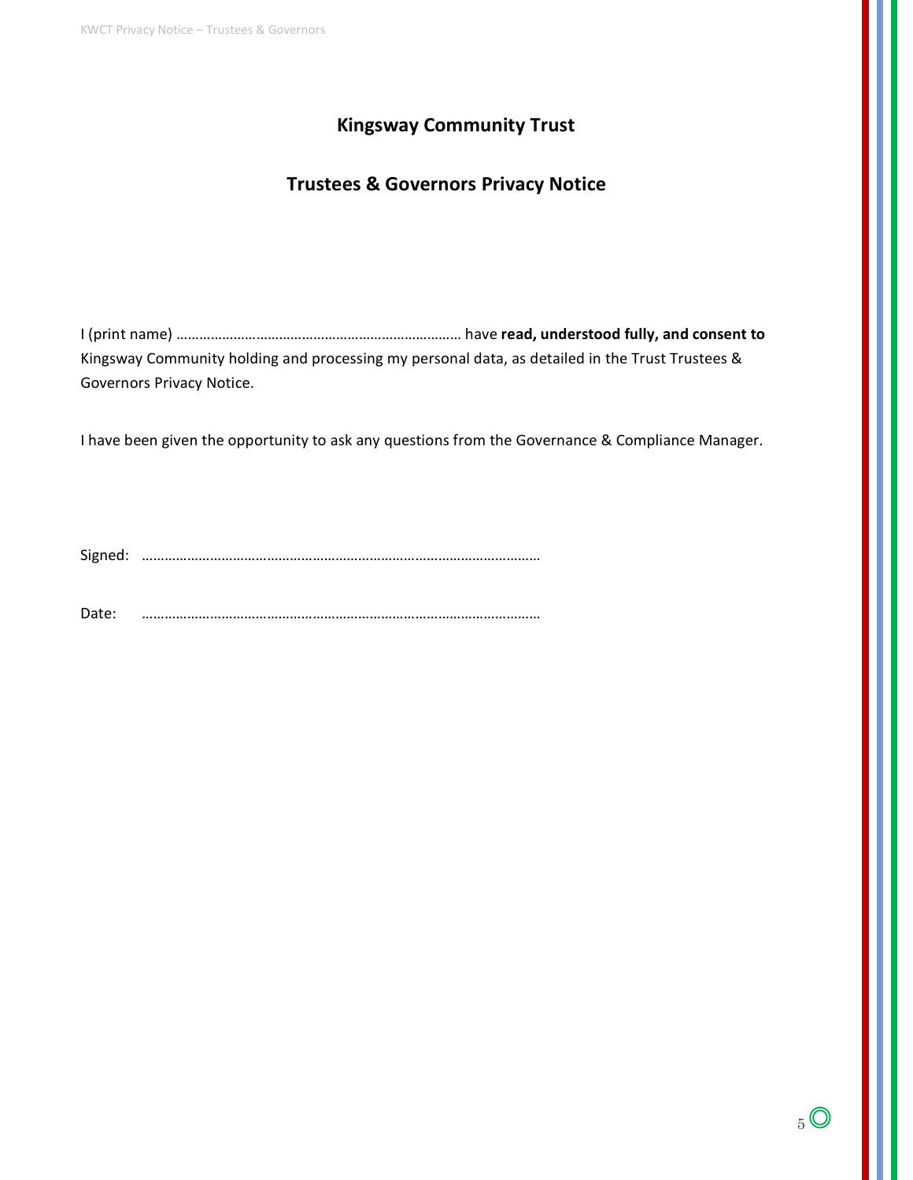## Kingsway Community Trust

## Trustees & Governors Privacy Notice

I (print name) ………………………………………………………………… have **read, understood fully, and consent to** Kingsway Community holding and processing my personal data, as detailed in the Trust Trustees & Governors Privacy Notice.

I have been given the opportunity to ask any questions from the Governance & Compliance Manager.

Signed: ………………………………………………………………………………………

Date: ………………………………………………………………………………………